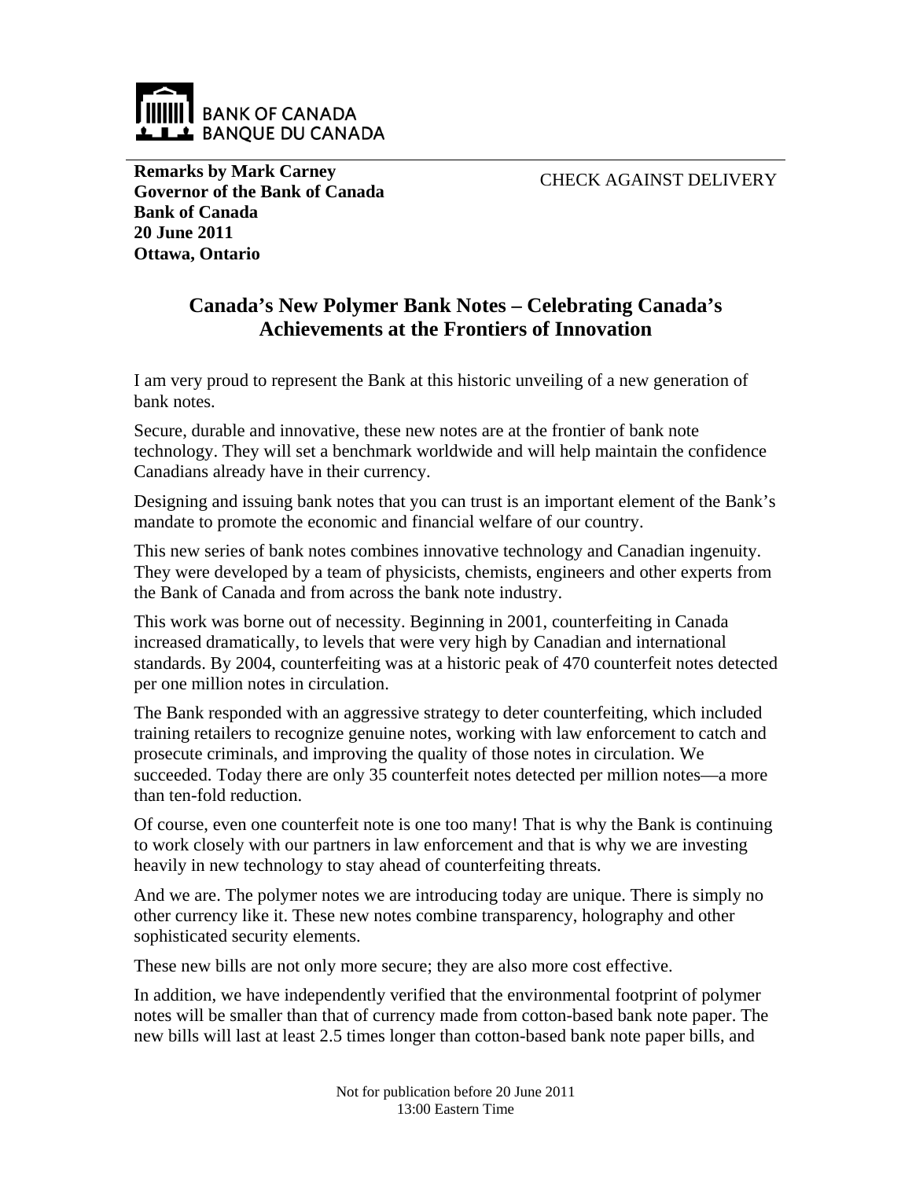BANK OF CANADA
BANQUE DU CANADA

**Remarks by Mark Carney**
**Governor of the Bank of Canada**
**Bank of Canada**
**20 June 2011**
**Ottawa, Ontario**

CHECK AGAINST DELIVERY

# Canada's New Polymer Bank Notes – Celebrating Canada's Achievements at the Frontiers of Innovation

I am very proud to represent the Bank at this historic unveiling of a new generation of bank notes.

Secure, durable and innovative, these new notes are at the frontier of bank note technology. They will set a benchmark worldwide and will help maintain the confidence Canadians already have in their currency.

Designing and issuing bank notes that you can trust is an important element of the Bank's mandate to promote the economic and financial welfare of our country.

This new series of bank notes combines innovative technology and Canadian ingenuity. They were developed by a team of physicists, chemists, engineers and other experts from the Bank of Canada and from across the bank note industry.

This work was borne out of necessity. Beginning in 2001, counterfeiting in Canada increased dramatically, to levels that were very high by Canadian and international standards. By 2004, counterfeiting was at a historic peak of 470 counterfeit notes detected per one million notes in circulation.

The Bank responded with an aggressive strategy to deter counterfeiting, which included training retailers to recognize genuine notes, working with law enforcement to catch and prosecute criminals, and improving the quality of those notes in circulation. We succeeded. Today there are only 35 counterfeit notes detected per million notes—a more than ten-fold reduction.

Of course, even one counterfeit note is one too many! That is why the Bank is continuing to work closely with our partners in law enforcement and that is why we are investing heavily in new technology to stay ahead of counterfeiting threats.

And we are. The polymer notes we are introducing today are unique. There is simply no other currency like it. These new notes combine transparency, holography and other sophisticated security elements.

These new bills are not only more secure; they are also more cost effective.

In addition, we have independently verified that the environmental footprint of polymer notes will be smaller than that of currency made from cotton-based bank note paper. The new bills will last at least 2.5 times longer than cotton-based bank note paper bills, and

Not for publication before 20 June 2011
13:00 Eastern Time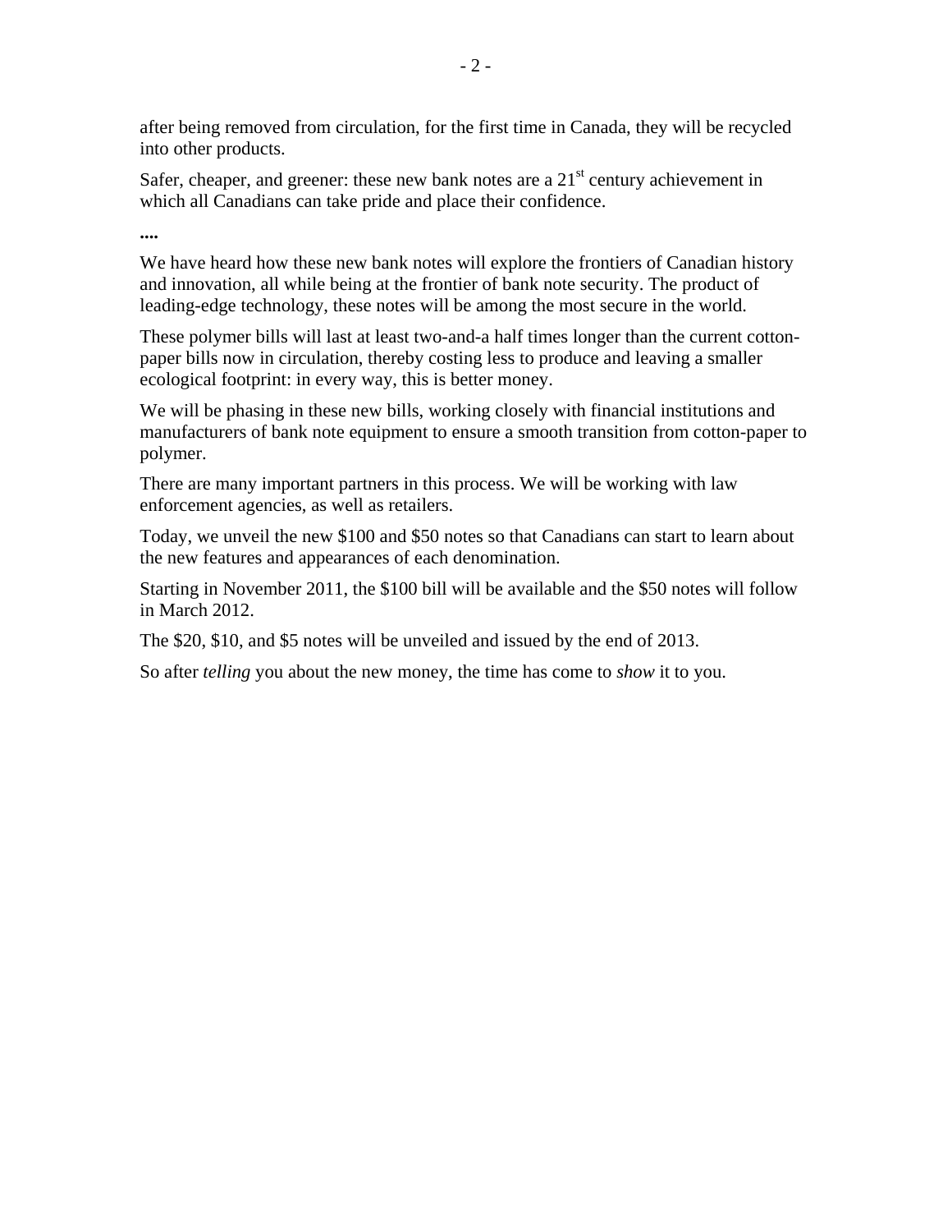after being removed from circulation, for the first time in Canada, they will be recycled into other products.

Safer, cheaper, and greener: these new bank notes are a 21st century achievement in which all Canadians can take pride and place their confidence.

**....**

We have heard how these new bank notes will explore the frontiers of Canadian history and innovation, all while being at the frontier of bank note security. The product of leading-edge technology, these notes will be among the most secure in the world.

These polymer bills will last at least two-and-a half times longer than the current cotton-paper bills now in circulation, thereby costing less to produce and leaving a smaller ecological footprint: in every way, this is better money.

We will be phasing in these new bills, working closely with financial institutions and manufacturers of bank note equipment to ensure a smooth transition from cotton-paper to polymer.

There are many important partners in this process. We will be working with law enforcement agencies, as well as retailers.

Today, we unveil the new $100 and $50 notes so that Canadians can start to learn about the new features and appearances of each denomination.

Starting in November 2011, the $100 bill will be available and the $50 notes will follow in March 2012.

The $20, $10, and $5 notes will be unveiled and issued by the end of 2013.

So after *telling* you about the new money, the time has come to *show* it to you.